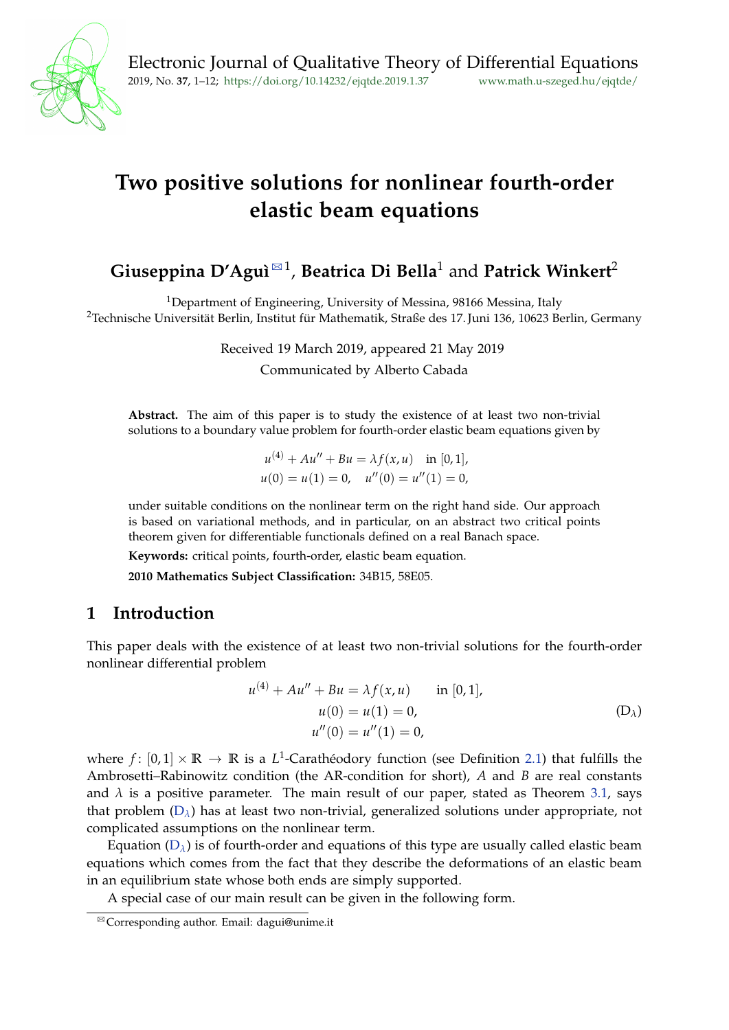# Two positive solutions for nonlinear fourth-order elastic beam equations

**Giuseppina D'Aguì**[✉1], **Beatrica Di Bella**[1] and **Patrick Winkert**[2]

[1]Department of Engineering, University of Messina, 98166 Messina, Italy
[2]Technische Universität Berlin, Institut für Mathematik, Straße des 17. Juni 136, 10623 Berlin, Germany

Received 19 March 2019, appeared 21 May 2019

Communicated by Alberto Cabada

**Abstract.** The aim of this paper is to study the existence of at least two non-trivial solutions to a boundary value problem for fourth-order elastic beam equations given by

$$
\begin{aligned}
&u^{(4)} + Au'' + Bu = \lambda f(x,u) \quad \text{in } [0,1],\\
&u(0) = u(1) = 0, \quad u''(0) = u''(1) = 0,
\end{aligned}
$$

under suitable conditions on the nonlinear term on the right hand side. Our approach is based on variational methods, and in particular, on an abstract two critical points theorem given for differentiable functionals defined on a real Banach space.

**Keywords:** critical points, fourth-order, elastic beam equation.

**2010 Mathematics Subject Classification:** 34B15, 58E05.

## 1 Introduction

This paper deals with the existence of at least two non-trivial solutions for the fourth-order nonlinear differential problem

$$
\begin{aligned}
u^{(4)} + Au'' + Bu &= \lambda f(x,u) \qquad \text{in } [0,1],\\
u(0) &= u(1) = 0,\\
u''(0) &= u''(1) = 0,
\end{aligned}
\tag{$\mathrm{D}_\lambda$}
$$

where $f\colon [0,1]\times\mathbb{R} \to \mathbb{R}$ is a $L^1$-Carathéodory function (see Definition 2.1) that fulfills the Ambrosetti–Rabinowitz condition (the AR-condition for short), $A$ and $B$ are real constants and $\lambda$ is a positive parameter. The main result of our paper, stated as Theorem 3.1, says that problem ($\mathrm{D}_\lambda$) has at least two non-trivial, generalized solutions under appropriate, not complicated assumptions on the nonlinear term.

Equation ($\mathrm{D}_\lambda$) is of fourth-order and equations of this type are usually called elastic beam equations which comes from the fact that they describe the deformations of an elastic beam in an equilibrium state whose both ends are simply supported.

A special case of our main result can be given in the following form.

✉Corresponding author. Email: dagui@unime.it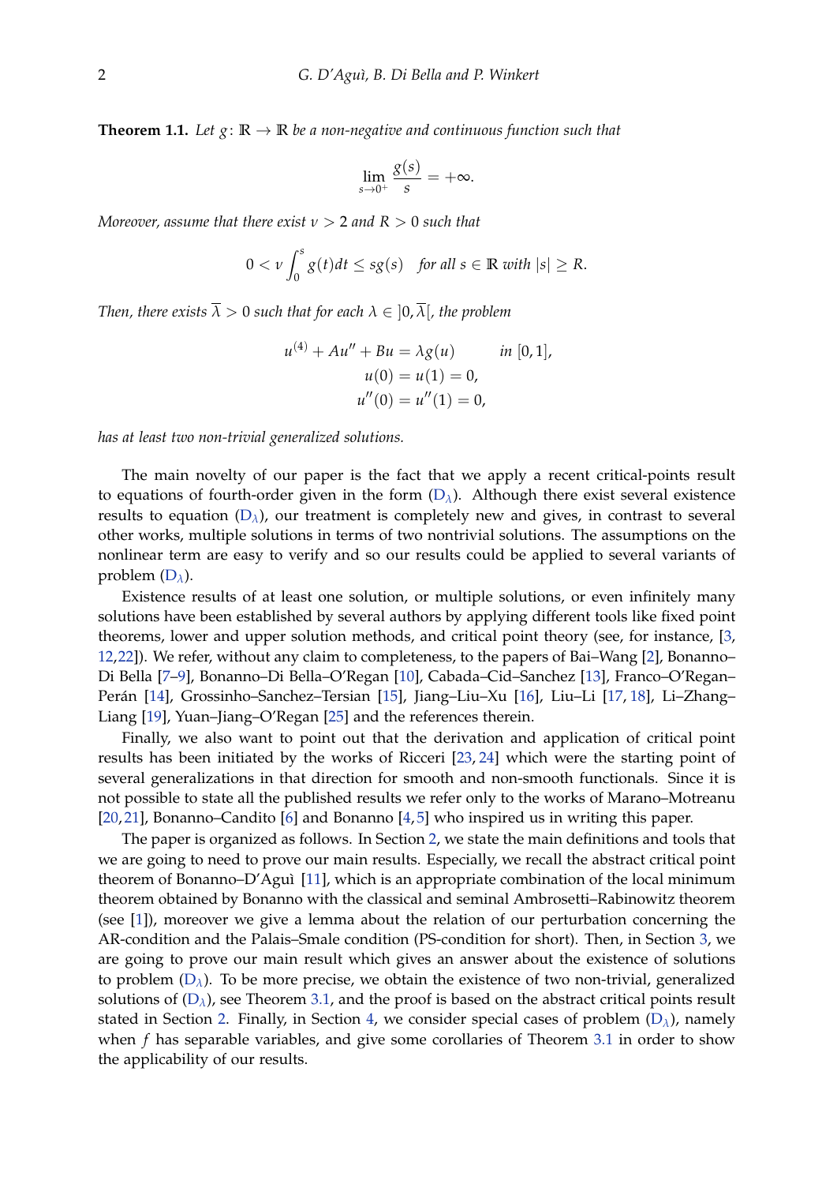**Theorem 1.1.** *Let $g\colon \mathbb{R} \to \mathbb{R}$ be a non-negative and continuous function such that*

$$\lim_{s\to 0^+} \frac{g(s)}{s} = +\infty.$$

*Moreover, assume that there exist $\nu > 2$ and $R > 0$ such that*

$$0 < \nu \int_0^s g(t)dt \leq sg(s) \quad \text{for all } s \in \mathbb{R} \text{ with } |s| \geq R.$$

*Then, there exists $\overline{\lambda} > 0$ such that for each $\lambda \in ]0, \overline{\lambda}[$, the problem*

$$\begin{aligned} u^{(4)} + Au'' + Bu &= \lambda g(u) \qquad \text{in } [0,1], \\ u(0) &= u(1) = 0, \\ u''(0) &= u''(1) = 0, \end{aligned}$$

*has at least two non-trivial generalized solutions.*

The main novelty of our paper is the fact that we apply a recent critical-points result to equations of fourth-order given in the form ($D_\lambda$). Although there exist several existence results to equation ($D_\lambda$), our treatment is completely new and gives, in contrast to several other works, multiple solutions in terms of two nontrivial solutions. The assumptions on the nonlinear term are easy to verify and so our results could be applied to several variants of problem ($D_\lambda$).

Existence results of at least one solution, or multiple solutions, or even infinitely many solutions have been established by several authors by applying different tools like fixed point theorems, lower and upper solution methods, and critical point theory (see, for instance, [3, 12, 22]). We refer, without any claim to completeness, to the papers of Bai–Wang [2], Bonanno–Di Bella [7–9], Bonanno–Di Bella–O'Regan [10], Cabada–Cid–Sanchez [13], Franco–O'Regan–Perán [14], Grossinho–Sanchez–Tersian [15], Jiang–Liu–Xu [16], Liu–Li [17, 18], Li–Zhang–Liang [19], Yuan–Jiang–O'Regan [25] and the references therein.

Finally, we also want to point out that the derivation and application of critical point results has been initiated by the works of Ricceri [23, 24] which were the starting point of several generalizations in that direction for smooth and non-smooth functionals. Since it is not possible to state all the published results we refer only to the works of Marano–Motreanu [20, 21], Bonanno–Candito [6] and Bonanno [4, 5] who inspired us in writing this paper.

The paper is organized as follows. In Section 2, we state the main definitions and tools that we are going to need to prove our main results. Especially, we recall the abstract critical point theorem of Bonanno–D'Aguì [11], which is an appropriate combination of the local minimum theorem obtained by Bonanno with the classical and seminal Ambrosetti–Rabinowitz theorem (see [1]), moreover we give a lemma about the relation of our perturbation concerning the AR-condition and the Palais–Smale condition (PS-condition for short). Then, in Section 3, we are going to prove our main result which gives an answer about the existence of solutions to problem ($D_\lambda$). To be more precise, we obtain the existence of two non-trivial, generalized solutions of ($D_\lambda$), see Theorem 3.1, and the proof is based on the abstract critical points result stated in Section 2. Finally, in Section 4, we consider special cases of problem ($D_\lambda$), namely when $f$ has separable variables, and give some corollaries of Theorem 3.1 in order to show the applicability of our results.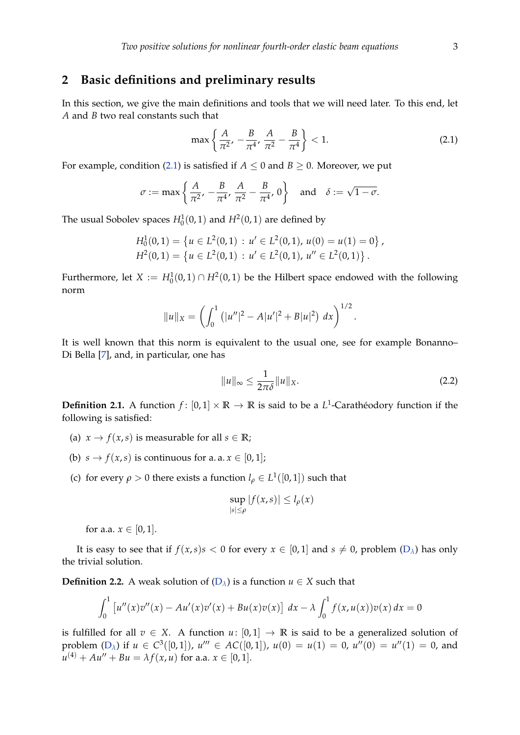## 2 Basic definitions and preliminary results

In this section, we give the main definitions and tools that we will need later. To this end, let $A$ and $B$ two real constants such that

$$\max\left\{\frac{A}{\pi^2}, -\frac{B}{\pi^4}, \frac{A}{\pi^2} - \frac{B}{\pi^4}\right\} < 1. \tag{2.1}$$

For example, condition (2.1) is satisfied if $A \leq 0$ and $B \geq 0$. Moreover, we put

$$\sigma := \max\left\{\frac{A}{\pi^2}, -\frac{B}{\pi^4}, \frac{A}{\pi^2} - \frac{B}{\pi^4}, 0\right\} \quad \text{and} \quad \delta := \sqrt{1-\sigma}.$$

The usual Sobolev spaces $H_0^1(0,1)$ and $H^2(0,1)$ are defined by

$$H_0^1(0,1) = \left\{u \in L^2(0,1) : u' \in L^2(0,1),\, u(0) = u(1) = 0\right\},$$
$$H^2(0,1) = \left\{u \in L^2(0,1) : u' \in L^2(0,1),\, u'' \in L^2(0,1)\right\}.$$

Furthermore, let $X := H_0^1(0,1) \cap H^2(0,1)$ be the Hilbert space endowed with the following norm

$$\|u\|_X = \left(\int_0^1 \left(|u''|^2 - A|u'|^2 + B|u|^2\right)\, dx\right)^{1/2}.$$

It is well known that this norm is equivalent to the usual one, see for example Bonanno–Di Bella [7], and, in particular, one has

$$\|u\|_\infty \leq \frac{1}{2\pi\delta}\|u\|_X. \tag{2.2}$$

**Definition 2.1.** A function $f\colon [0,1] \times \mathbb{R} \to \mathbb{R}$ is said to be a $L^1$-Carathéodory function if the following is satisfied:

(a) $x \to f(x,s)$ is measurable for all $s \in \mathbb{R}$;

(b) $s \to f(x,s)$ is continuous for a. a. $x \in [0,1]$;

(c) for every $\rho > 0$ there exists a function $l_\rho \in L^1([0,1])$ such that

$$\sup_{|s|\leq\rho} |f(x,s)| \leq l_\rho(x)$$

for a.a. $x \in [0,1]$.

It is easy to see that if $f(x,s)s < 0$ for every $x \in [0,1]$ and $s \neq 0$, problem ($D_\lambda$) has only the trivial solution.

**Definition 2.2.** A weak solution of ($D_\lambda$) is a function $u \in X$ such that

$$\int_0^1 \left[u''(x)v''(x) - Au'(x)v'(x) + Bu(x)v(x)\right]\, dx - \lambda \int_0^1 f(x,u(x))v(x)\, dx = 0$$

is fulfilled for all $v \in X$. A function $u\colon [0,1] \to \mathbb{R}$ is said to be a generalized solution of problem ($D_\lambda$) if $u \in C^3([0,1])$, $u''' \in AC([0,1])$, $u(0) = u(1) = 0$, $u''(0) = u''(1) = 0$, and $u^{(4)} + Au'' + Bu = \lambda f(x,u)$ for a.a. $x \in [0,1]$.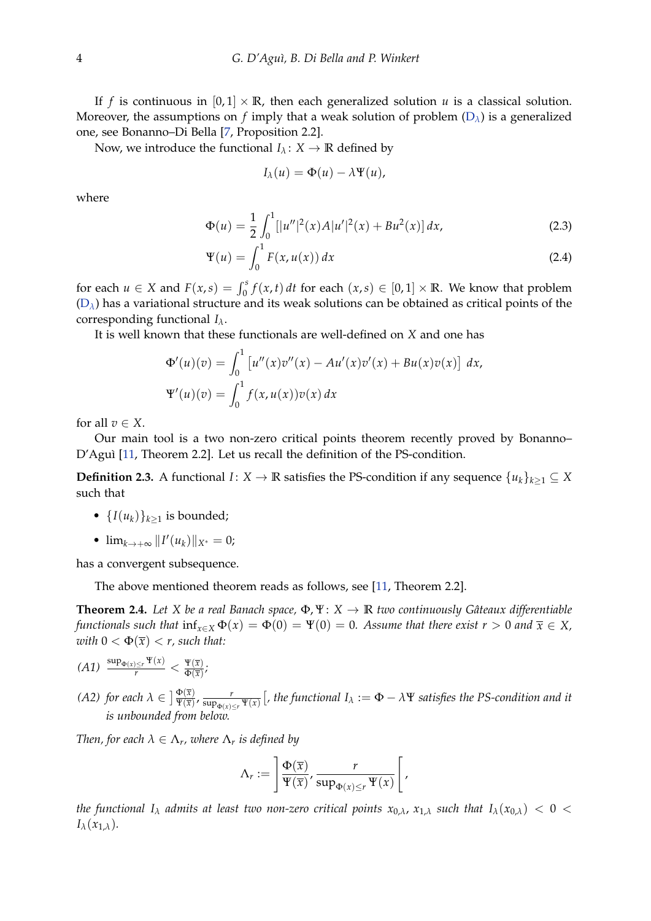If $f$ is continuous in $[0,1] \times \mathbb{R}$, then each generalized solution $u$ is a classical solution. Moreover, the assumptions on $f$ imply that a weak solution of problem ($D_\lambda$) is a generalized one, see Bonanno–Di Bella [7, Proposition 2.2].

Now, we introduce the functional $I_\lambda \colon X \to \mathbb{R}$ defined by

$$I_\lambda(u) = \Phi(u) - \lambda \Psi(u),$$

where

$$\Phi(u) = \frac{1}{2} \int_0^1 [|u''|^2(x) A |u'|^2(x) + Bu^2(x)]\, dx, \tag{2.3}$$

$$\Psi(u) = \int_0^1 F(x, u(x))\, dx \tag{2.4}$$

for each $u \in X$ and $F(x,s) = \int_0^s f(x,t)\, dt$ for each $(x,s) \in [0,1] \times \mathbb{R}$. We know that problem ($D_\lambda$) has a variational structure and its weak solutions can be obtained as critical points of the corresponding functional $I_\lambda$.

It is well known that these functionals are well-defined on $X$ and one has

$$\Phi'(u)(v) = \int_0^1 \left[ u''(x)v''(x) - Au'(x)v'(x) + Bu(x)v(x) \right]\, dx,$$

$$\Psi'(u)(v) = \int_0^1 f(x, u(x))v(x)\, dx$$

for all $v \in X$.

Our main tool is a two non-zero critical points theorem recently proved by Bonanno–D'Aguì [11, Theorem 2.2]. Let us recall the definition of the PS-condition.

**Definition 2.3.** A functional $I \colon X \to \mathbb{R}$ satisfies the PS-condition if any sequence $\{u_k\}_{k \geq 1} \subseteq X$ such that

- $\{I(u_k)\}_{k \geq 1}$ is bounded;
- $\lim_{k \to +\infty} \|I'(u_k)\|_{X^*} = 0$;

has a convergent subsequence.

The above mentioned theorem reads as follows, see [11, Theorem 2.2].

**Theorem 2.4.** *Let $X$ be a real Banach space, $\Phi, \Psi \colon X \to \mathbb{R}$ two continuously Gâteaux differentiable functionals such that $\inf_{x \in X} \Phi(x) = \Phi(0) = \Psi(0) = 0$. Assume that there exist $r > 0$ and $\overline{x} \in X$, with $0 < \Phi(\overline{x}) < r$, such that:*

*(A1)* $\dfrac{\sup_{\Phi(x) \leq r} \Psi(x)}{r} < \dfrac{\Psi(\overline{x})}{\Phi(\overline{x})}$;

*(A2) for each* $\lambda \in \left] \dfrac{\Phi(\overline{x})}{\Psi(\overline{x})}, \dfrac{r}{\sup_{\Phi(x) \leq r} \Psi(x)} \right[$, *the functional $I_\lambda := \Phi - \lambda \Psi$ satisfies the PS-condition and it is unbounded from below.*

*Then, for each $\lambda \in \Lambda_r$, where $\Lambda_r$ is defined by*

$$\Lambda_r := \left] \frac{\Phi(\overline{x})}{\Psi(\overline{x})}, \frac{r}{\sup_{\Phi(x) \leq r} \Psi(x)} \right[,$$

*the functional $I_\lambda$ admits at least two non-zero critical points $x_{0,\lambda}$, $x_{1,\lambda}$ such that $I_\lambda(x_{0,\lambda}) < 0 < I_\lambda(x_{1,\lambda})$.*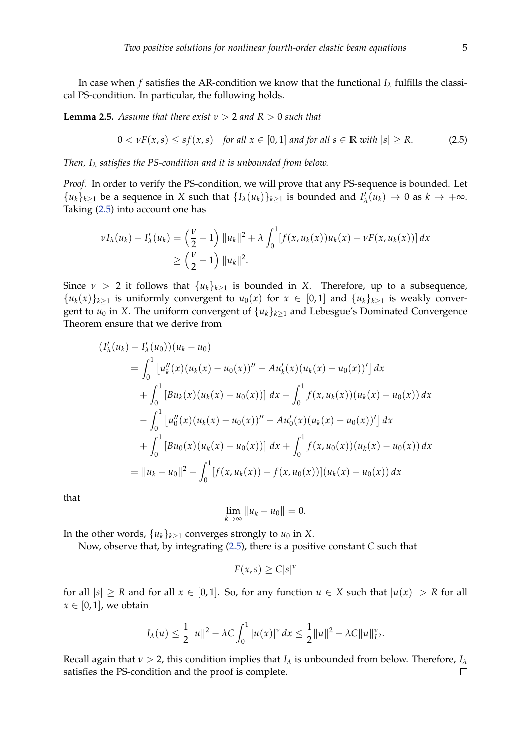In case when $f$ satisfies the AR-condition we know that the functional $I_\lambda$ fulfills the classical PS-condition. In particular, the following holds.

**Lemma 2.5.** *Assume that there exist $\nu > 2$ and $R > 0$ such that*

$$0 < \nu F(x,s) \leq sf(x,s) \quad \text{for all } x \in [0,1] \text{ and for all } s \in \mathbb{R} \text{ with } |s| \geq R. \tag{2.5}$$

*Then, $I_\lambda$ satisfies the PS-condition and it is unbounded from below.*

*Proof.* In order to verify the PS-condition, we will prove that any PS-sequence is bounded. Let $\{u_k\}_{k\geq 1}$ be a sequence in $X$ such that $\{I_\lambda(u_k)\}_{k\geq 1}$ is bounded and $I'_\lambda(u_k) \to 0$ as $k \to +\infty$. Taking (2.5) into account one has

$$\begin{aligned}
\nu I_\lambda(u_k) - I'_\lambda(u_k) &= \left(\frac{\nu}{2} - 1\right) \|u_k\|^2 + \lambda \int_0^1 [f(x,u_k(x))u_k(x) - \nu F(x,u_k(x))]\, dx \\
&\geq \left(\frac{\nu}{2} - 1\right) \|u_k\|^2.
\end{aligned}$$

Since $\nu > 2$ it follows that $\{u_k\}_{k\geq 1}$ is bounded in $X$. Therefore, up to a subsequence, $\{u_k(x)\}_{k\geq 1}$ is uniformly convergent to $u_0(x)$ for $x \in [0,1]$ and $\{u_k\}_{k\geq 1}$ is weakly convergent to $u_0$ in $X$. The uniform convergent of $\{u_k\}_{k\geq 1}$ and Lebesgue's Dominated Convergence Theorem ensure that we derive from

$$\begin{aligned}
&(I'_\lambda(u_k) - I'_\lambda(u_0))(u_k - u_0) \\
&\quad = \int_0^1 \left[u''_k(x)(u_k(x) - u_0(x))'' - Au'_k(x)(u_k(x) - u_0(x))'\right] dx \\
&\qquad + \int_0^1 \left[Bu_k(x)(u_k(x) - u_0(x))\right] dx - \int_0^1 f(x,u_k(x))(u_k(x) - u_0(x))\, dx \\
&\qquad - \int_0^1 \left[u''_0(x)(u_k(x) - u_0(x))'' - Au'_0(x)(u_k(x) - u_0(x))'\right] dx \\
&\qquad + \int_0^1 \left[Bu_0(x)(u_k(x) - u_0(x))\right] dx + \int_0^1 f(x,u_0(x))(u_k(x) - u_0(x))\, dx \\
&\quad = \|u_k - u_0\|^2 - \int_0^1 [f(x,u_k(x)) - f(x,u_0(x))](u_k(x) - u_0(x))\, dx
\end{aligned}$$

that

$$\lim_{k\to\infty} \|u_k - u_0\| = 0.$$

In the other words, $\{u_k\}_{k\geq 1}$ converges strongly to $u_0$ in $X$.

Now, observe that, by integrating (2.5), there is a positive constant $C$ such that

$$F(x,s) \geq C|s|^\nu$$

for all $|s| \geq R$ and for all $x \in [0,1]$. So, for any function $u \in X$ such that $|u(x)| > R$ for all $x \in [0,1]$, we obtain

$$I_\lambda(u) \leq \frac{1}{2}\|u\|^2 - \lambda C \int_0^1 |u(x)|^\nu\, dx \leq \frac{1}{2}\|u\|^2 - \lambda C \|u\|^\nu_{L^2}.$$

Recall again that $\nu > 2$, this condition implies that $I_\lambda$ is unbounded from below. Therefore, $I_\lambda$ satisfies the PS-condition and the proof is complete. □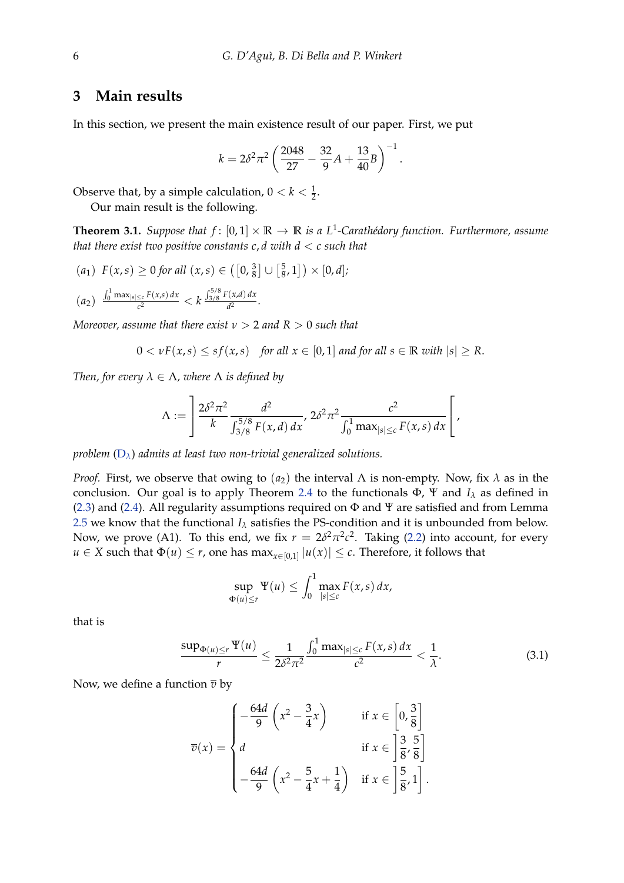## 3 Main results

In this section, we present the main existence result of our paper. First, we put

$$k = 2\delta^2\pi^2 \left( \frac{2048}{27} - \frac{32}{9}A + \frac{13}{40}B \right)^{-1}.$$

Observe that, by a simple calculation, $0 < k < \frac{1}{2}$.

Our main result is the following.

**Theorem 3.1.** *Suppose that $f\colon [0,1] \times \mathbb{R} \to \mathbb{R}$ is a $L^1$-Carathéodory function. Furthermore, assume that there exist two positive constants $c, d$ with $d < c$ such that*

$(a_1)$ *$F(x,s) \geq 0$ for all $(x,s) \in \left([0,\frac{3}{8}] \cup [\frac{5}{8},1]\right) \times [0,d]$;*

$(a_2)$ $\dfrac{\int_0^1 \max_{|s|\leq c} F(x,s)\,dx}{c^2} < k\, \dfrac{\int_{3/8}^{5/8} F(x,d)\,dx}{d^2}$.

*Moreover, assume that there exist $\nu > 2$ and $R > 0$ such that*

$$0 < \nu F(x,s) \leq s f(x,s) \quad \text{for all } x \in [0,1] \text{ and for all } s \in \mathbb{R} \text{ with } |s| \geq R.$$

*Then, for every $\lambda \in \Lambda$, where $\Lambda$ is defined by*

$$\Lambda := \left] \frac{2\delta^2\pi^2}{k} \frac{d^2}{\int_{3/8}^{5/8} F(x,d)\,dx},\ 2\delta^2\pi^2 \frac{c^2}{\int_0^1 \max_{|s|\leq c} F(x,s)\,dx} \right[,$$

*problem ($D_\lambda$) admits at least two non-trivial generalized solutions.*

*Proof.* First, we observe that owing to $(a_2)$ the interval $\Lambda$ is non-empty. Now, fix $\lambda$ as in the conclusion. Our goal is to apply Theorem 2.4 to the functionals $\Phi$, $\Psi$ and $I_\lambda$ as defined in (2.3) and (2.4). All regularity assumptions required on $\Phi$ and $\Psi$ are satisfied and from Lemma 2.5 we know that the functional $I_\lambda$ satisfies the PS-condition and it is unbounded from below. Now, we prove (A1). To this end, we fix $r = 2\delta^2\pi^2c^2$. Taking (2.2) into account, for every $u \in X$ such that $\Phi(u) \leq r$, one has $\max_{x\in[0,1]} |u(x)| \leq c$. Therefore, it follows that

$$\sup_{\Phi(u)\leq r} \Psi(u) \leq \int_0^1 \max_{|s|\leq c} F(x,s)\,dx,$$

that is

$$\frac{\sup_{\Phi(u)\leq r} \Psi(u)}{r} \leq \frac{1}{2\delta^2\pi^2} \frac{\int_0^1 \max_{|s|\leq c} F(x,s)\,dx}{c^2} < \frac{1}{\lambda}. \tag{3.1}$$

Now, we define a function $\overline{v}$ by

$$\overline{v}(x) = \begin{cases} -\dfrac{64d}{9}\left(x^2 - \dfrac{3}{4}x\right) & \text{if } x \in \left[0, \dfrac{3}{8}\right] \\ d & \text{if } x \in \left]\dfrac{3}{8}, \dfrac{5}{8}\right] \\ -\dfrac{64d}{9}\left(x^2 - \dfrac{5}{4}x + \dfrac{1}{4}\right) & \text{if } x \in \left]\dfrac{5}{8}, 1\right]. \end{cases}$$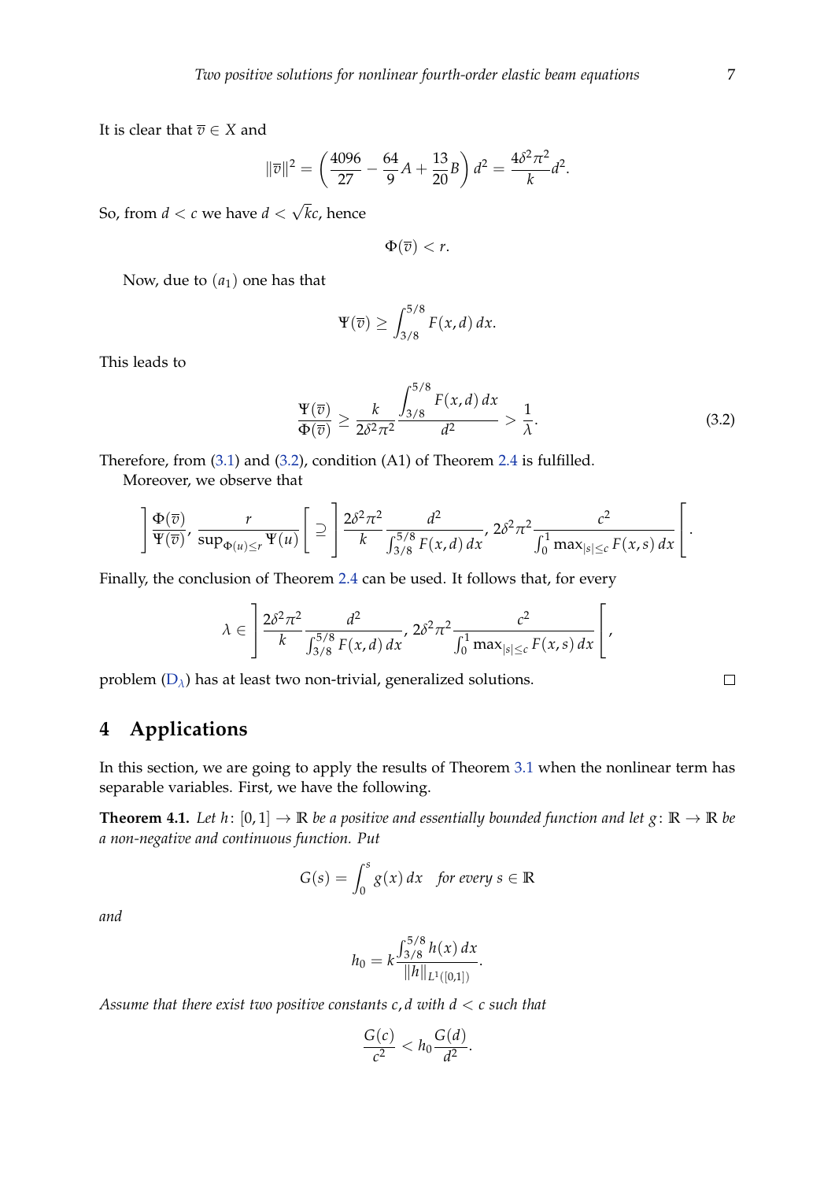It is clear that $\overline{v} \in X$ and

$$\|\overline{v}\|^2 = \left(\frac{4096}{27} - \frac{64}{9}A + \frac{13}{20}B\right) d^2 = \frac{4\delta^2\pi^2}{k} d^2.$$

So, from $d < c$ we have $d < \sqrt{k}c$, hence

$$\Phi(\overline{v}) < r.$$

Now, due to $(a_1)$ one has that

$$\Psi(\overline{v}) \geq \int_{3/8}^{5/8} F(x, d)\, dx.$$

This leads to

$$\frac{\Psi(\overline{v})}{\Phi(\overline{v})} \geq \frac{k}{2\delta^2\pi^2} \frac{\displaystyle\int_{3/8}^{5/8} F(x, d)\, dx}{d^2} > \frac{1}{\lambda}. \tag{3.2}$$

Therefore, from (3.1) and (3.2), condition (A1) of Theorem 2.4 is fulfilled.

Moreover, we observe that

$$\left]\frac{\Phi(\overline{v})}{\Psi(\overline{v})}, \frac{r}{\sup_{\Phi(u) \leq r} \Psi(u)}\right[ \supseteq \left]\frac{2\delta^2\pi^2}{k} \frac{d^2}{\int_{3/8}^{5/8} F(x, d)\, dx}, 2\delta^2\pi^2 \frac{c^2}{\int_0^1 \max_{|s| \leq c} F(x, s)\, dx}\right[.$$

Finally, the conclusion of Theorem 2.4 can be used. It follows that, for every

$$\lambda \in \left]\frac{2\delta^2\pi^2}{k} \frac{d^2}{\int_{3/8}^{5/8} F(x, d)\, dx}, 2\delta^2\pi^2 \frac{c^2}{\int_0^1 \max_{|s| \leq c} F(x, s)\, dx}\right[,$$

problem $(D_\lambda)$ has at least two non-trivial, generalized solutions. □

# 4 Applications

In this section, we are going to apply the results of Theorem 3.1 when the nonlinear term has separable variables. First, we have the following.

**Theorem 4.1.** *Let $h \colon [0, 1] \to \mathbb{R}$ be a positive and essentially bounded function and let $g \colon \mathbb{R} \to \mathbb{R}$ be a non-negative and continuous function. Put*

$$G(s) = \int_0^s g(x)\, dx \quad \text{for every } s \in \mathbb{R}$$

*and*

$$h_0 = k \frac{\int_{3/8}^{5/8} h(x)\, dx}{\|h\|_{L^1([0,1])}}.$$

*Assume that there exist two positive constants $c, d$ with $d < c$ such that*

$$\frac{G(c)}{c^2} < h_0 \frac{G(d)}{d^2}.$$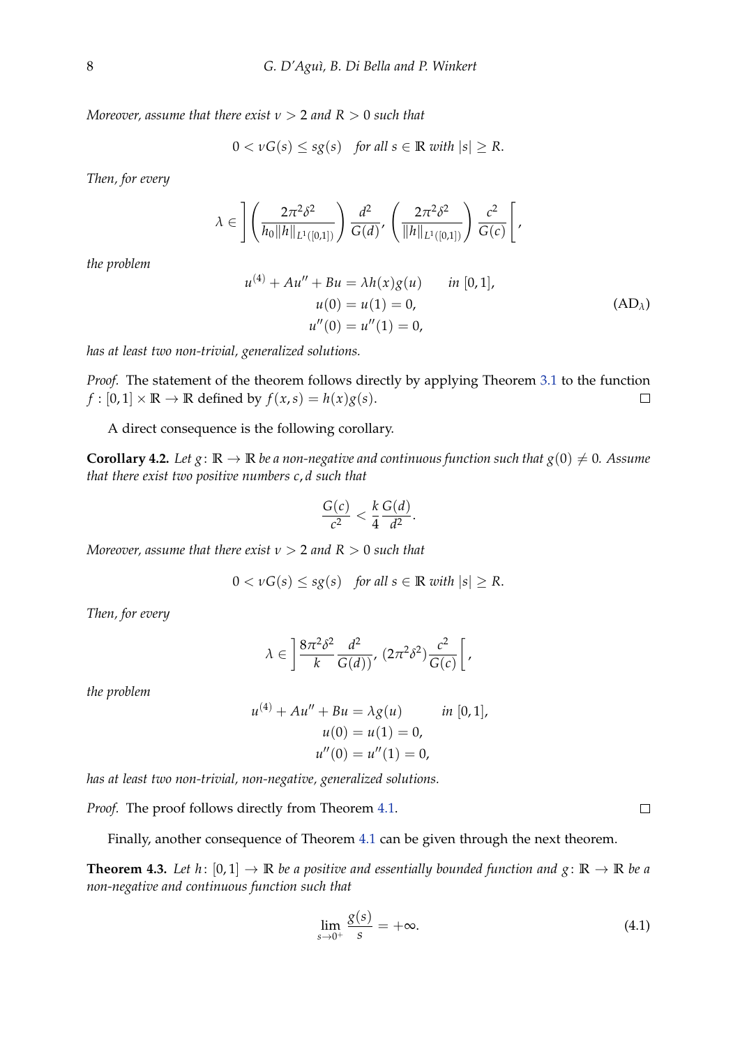*Moreover, assume that there exist $\nu > 2$ and $R > 0$ such that*

$$0 < \nu G(s) \leq sg(s) \quad \text{for all } s \in \mathbb{R} \text{ with } |s| \geq R.$$

*Then, for every*

$$\lambda \in \left] \left( \frac{2\pi^2\delta^2}{h_0 \|h\|_{L^1([0,1])}} \right) \frac{d^2}{G(d)}, \left( \frac{2\pi^2\delta^2}{\|h\|_{L^1([0,1])}} \right) \frac{c^2}{G(c)} \right[,$$

*the problem*

$$\begin{aligned} u^{(4)} + Au'' + Bu &= \lambda h(x) g(u) \qquad \text{in } [0,1], \\ u(0) &= u(1) = 0, \\ u''(0) &= u''(1) = 0, \end{aligned} \tag{AD$_\lambda$}$$

*has at least two non-trivial, generalized solutions.*

*Proof.* The statement of the theorem follows directly by applying Theorem 3.1 to the function $f : [0,1] \times \mathbb{R} \to \mathbb{R}$ defined by $f(x,s) = h(x)g(s)$. □

A direct consequence is the following corollary.

**Corollary 4.2.** *Let $g : \mathbb{R} \to \mathbb{R}$ be a non-negative and continuous function such that $g(0) \neq 0$. Assume that there exist two positive numbers $c, d$ such that*

$$\frac{G(c)}{c^2} < \frac{k}{4} \frac{G(d)}{d^2}.$$

*Moreover, assume that there exist $\nu > 2$ and $R > 0$ such that*

$$0 < \nu G(s) \leq sg(s) \quad \text{for all } s \in \mathbb{R} \text{ with } |s| \geq R.$$

*Then, for every*

$$\lambda \in \left] \frac{8\pi^2\delta^2}{k} \frac{d^2}{G(d))}, \, (2\pi^2\delta^2) \frac{c^2}{G(c)} \right[,$$

*the problem*

$$\begin{aligned} u^{(4)} + Au'' + Bu &= \lambda g(u) \qquad \text{in } [0,1], \\ u(0) &= u(1) = 0, \\ u''(0) &= u''(1) = 0, \end{aligned}$$

*has at least two non-trivial, non-negative, generalized solutions.*

*Proof.* The proof follows directly from Theorem 4.1. □

Finally, another consequence of Theorem 4.1 can be given through the next theorem.

**Theorem 4.3.** *Let $h : [0,1] \to \mathbb{R}$ be a positive and essentially bounded function and $g : \mathbb{R} \to \mathbb{R}$ be a non-negative and continuous function such that*

$$\lim_{s \to 0^+} \frac{g(s)}{s} = +\infty. \tag{4.1}$$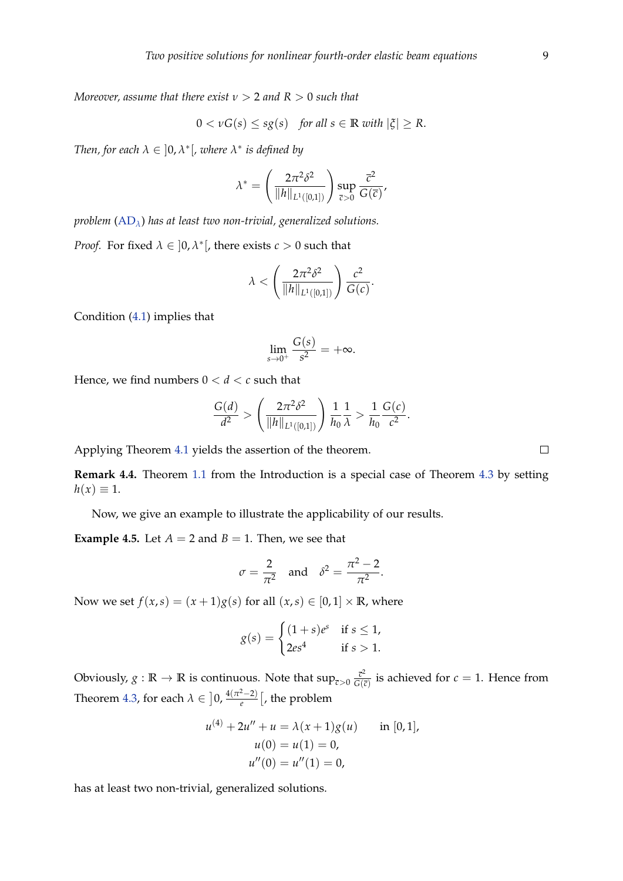*Moreover, assume that there exist $\nu > 2$ and $R > 0$ such that*

$$0 < \nu G(s) \leq s g(s) \quad \text{for all } s \in \mathbb{R} \text{ with } |\xi| \geq R.$$

*Then, for each $\lambda \in ]0, \lambda^*[$, where $\lambda^*$ is defined by*

$$\lambda^* = \left( \frac{2\pi^2 \delta^2}{\|h\|_{L^1([0,1])}} \right) \sup_{\bar{c}>0} \frac{\bar{c}^2}{G(\bar{c})},$$

*problem (AD$_\lambda$) has at least two non-trivial, generalized solutions.*

*Proof.* For fixed $\lambda \in ]0, \lambda^*[$, there exists $c > 0$ such that

$$\lambda < \left( \frac{2\pi^2 \delta^2}{\|h\|_{L^1([0,1])}} \right) \frac{c^2}{G(c)}.$$

Condition (4.1) implies that

$$\lim_{s \to 0^+} \frac{G(s)}{s^2} = +\infty.$$

Hence, we find numbers $0 < d < c$ such that

$$\frac{G(d)}{d^2} > \left( \frac{2\pi^2 \delta^2}{\|h\|_{L^1([0,1])}} \right) \frac{1}{h_0} \frac{1}{\lambda} > \frac{1}{h_0} \frac{G(c)}{c^2}.$$

Applying Theorem 4.1 yields the assertion of the theorem. □

**Remark 4.4.** Theorem 1.1 from the Introduction is a special case of Theorem 4.3 by setting $h(x) \equiv 1$.

Now, we give an example to illustrate the applicability of our results.

**Example 4.5.** Let $A = 2$ and $B = 1$. Then, we see that

$$\sigma = \frac{2}{\pi^2} \quad \text{and} \quad \delta^2 = \frac{\pi^2 - 2}{\pi^2}.$$

Now we set $f(x,s) = (x+1)g(s)$ for all $(x,s) \in [0,1] \times \mathbb{R}$, where

$$g(s) = \begin{cases} (1+s)e^s & \text{if } s \leq 1, \\ 2es^4 & \text{if } s > 1. \end{cases}$$

Obviously, $g : \mathbb{R} \to \mathbb{R}$ is continuous. Note that $\sup_{\bar{c}>0} \frac{\bar{c}^2}{G(\bar{c})}$ is achieved for $c = 1$. Hence from Theorem 4.3, for each $\lambda \in \left]0, \frac{4(\pi^2-2)}{e}\right[$, the problem

$$\begin{aligned} u^{(4)} + 2u'' + u &= \lambda(x+1)g(u) \qquad \text{in } [0,1], \\ u(0) &= u(1) = 0, \\ u''(0) &= u''(1) = 0, \end{aligned}$$

has at least two non-trivial, generalized solutions.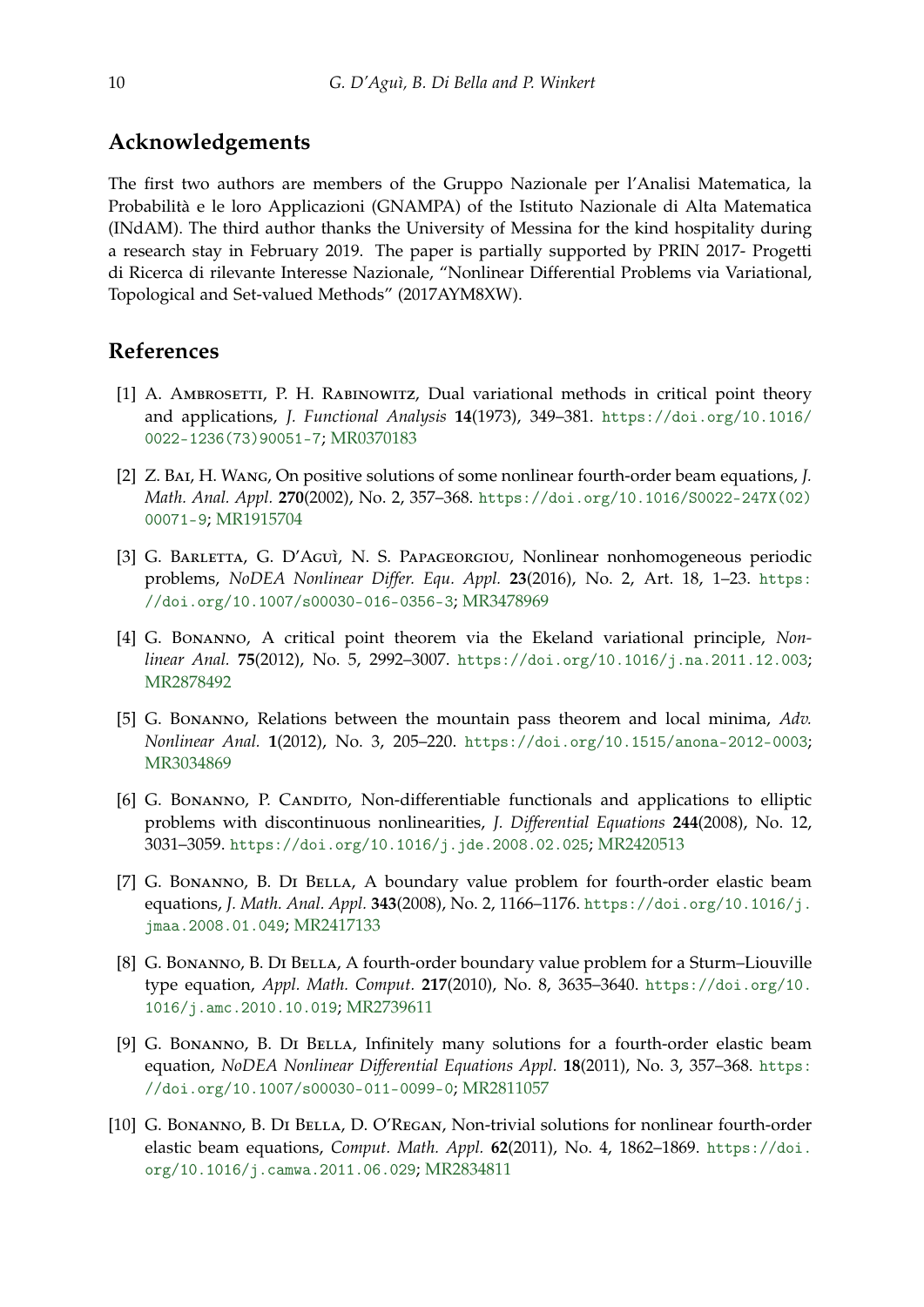## Acknowledgements

The first two authors are members of the Gruppo Nazionale per l'Analisi Matematica, la Probabilità e le loro Applicazioni (GNAMPA) of the Istituto Nazionale di Alta Matematica (INdAM). The third author thanks the University of Messina for the kind hospitality during a research stay in February 2019. The paper is partially supported by PRIN 2017- Progetti di Ricerca di rilevante Interesse Nazionale, "Nonlinear Differential Problems via Variational, Topological and Set-valued Methods" (2017AYM8XW).

## References

[1] A. Ambrosetti, P. H. Rabinowitz, Dual variational methods in critical point theory and applications, *J. Functional Analysis* **14**(1973), 349–381. https://doi.org/10.1016/0022-1236(73)90051-7; MR0370183

[2] Z. Bai, H. Wang, On positive solutions of some nonlinear fourth-order beam equations, *J. Math. Anal. Appl.* **270**(2002), No. 2, 357–368. https://doi.org/10.1016/S0022-247X(02)00071-9; MR1915704

[3] G. Barletta, G. D'Aguì, N. S. Papageorgiou, Nonlinear nonhomogeneous periodic problems, *NoDEA Nonlinear Differ. Equ. Appl.* **23**(2016), No. 2, Art. 18, 1–23. https://doi.org/10.1007/s00030-016-0356-3; MR3478969

[4] G. Bonanno, A critical point theorem via the Ekeland variational principle, *Nonlinear Anal.* **75**(2012), No. 5, 2992–3007. https://doi.org/10.1016/j.na.2011.12.003; MR2878492

[5] G. Bonanno, Relations between the mountain pass theorem and local minima, *Adv. Nonlinear Anal.* **1**(2012), No. 3, 205–220. https://doi.org/10.1515/anona-2012-0003; MR3034869

[6] G. Bonanno, P. Candito, Non-differentiable functionals and applications to elliptic problems with discontinuous nonlinearities, *J. Differential Equations* **244**(2008), No. 12, 3031–3059. https://doi.org/10.1016/j.jde.2008.02.025; MR2420513

[7] G. Bonanno, B. Di Bella, A boundary value problem for fourth-order elastic beam equations, *J. Math. Anal. Appl.* **343**(2008), No. 2, 1166–1176. https://doi.org/10.1016/j.jmaa.2008.01.049; MR2417133

[8] G. Bonanno, B. Di Bella, A fourth-order boundary value problem for a Sturm–Liouville type equation, *Appl. Math. Comput.* **217**(2010), No. 8, 3635–3640. https://doi.org/10.1016/j.amc.2010.10.019; MR2739611

[9] G. Bonanno, B. Di Bella, Infinitely many solutions for a fourth-order elastic beam equation, *NoDEA Nonlinear Differential Equations Appl.* **18**(2011), No. 3, 357–368. https://doi.org/10.1007/s00030-011-0099-0; MR2811057

[10] G. Bonanno, B. Di Bella, D. O'Regan, Non-trivial solutions for nonlinear fourth-order elastic beam equations, *Comput. Math. Appl.* **62**(2011), No. 4, 1862–1869. https://doi.org/10.1016/j.camwa.2011.06.029; MR2834811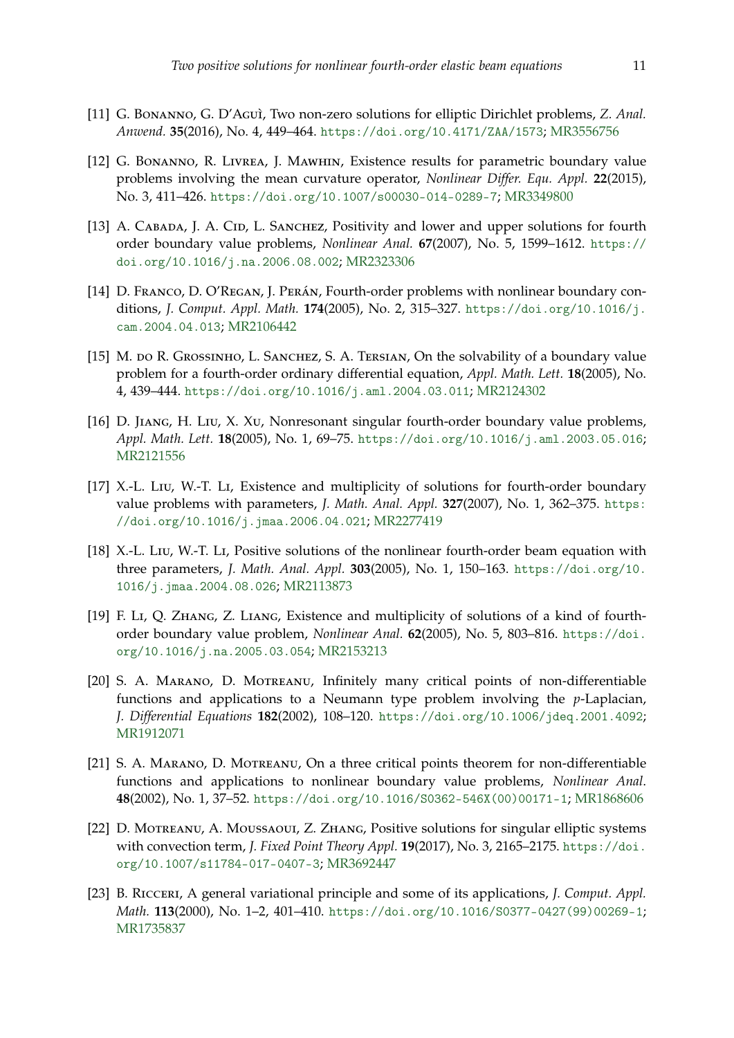[11] G. Bonanno, G. D'Aguì, Two non-zero solutions for elliptic Dirichlet problems, *Z. Anal. Anwend.* **35**(2016), No. 4, 449–464. https://doi.org/10.4171/ZAA/1573; MR3556756

[12] G. Bonanno, R. Livrea, J. Mawhin, Existence results for parametric boundary value problems involving the mean curvature operator, *Nonlinear Differ. Equ. Appl.* **22**(2015), No. 3, 411–426. https://doi.org/10.1007/s00030-014-0289-7; MR3349800

[13] A. Cabada, J. A. Cid, L. Sanchez, Positivity and lower and upper solutions for fourth order boundary value problems, *Nonlinear Anal.* **67**(2007), No. 5, 1599–1612. https://doi.org/10.1016/j.na.2006.08.002; MR2323306

[14] D. Franco, D. O'Regan, J. Perán, Fourth-order problems with nonlinear boundary conditions, *J. Comput. Appl. Math.* **174**(2005), No. 2, 315–327. https://doi.org/10.1016/j.cam.2004.04.013; MR2106442

[15] M. do R. Grossinho, L. Sanchez, S. A. Tersian, On the solvability of a boundary value problem for a fourth-order ordinary differential equation, *Appl. Math. Lett.* **18**(2005), No. 4, 439–444. https://doi.org/10.1016/j.aml.2004.03.011; MR2124302

[16] D. Jiang, H. Liu, X. Xu, Nonresonant singular fourth-order boundary value problems, *Appl. Math. Lett.* **18**(2005), No. 1, 69–75. https://doi.org/10.1016/j.aml.2003.05.016; MR2121556

[17] X.-L. Liu, W.-T. Li, Existence and multiplicity of solutions for fourth-order boundary value problems with parameters, *J. Math. Anal. Appl.* **327**(2007), No. 1, 362–375. https://doi.org/10.1016/j.jmaa.2006.04.021; MR2277419

[18] X.-L. Liu, W.-T. Li, Positive solutions of the nonlinear fourth-order beam equation with three parameters, *J. Math. Anal. Appl.* **303**(2005), No. 1, 150–163. https://doi.org/10.1016/j.jmaa.2004.08.026; MR2113873

[19] F. Li, Q. Zhang, Z. Liang, Existence and multiplicity of solutions of a kind of fourth-order boundary value problem, *Nonlinear Anal.* **62**(2005), No. 5, 803–816. https://doi.org/10.1016/j.na.2005.03.054; MR2153213

[20] S. A. Marano, D. Motreanu, Infinitely many critical points of non-differentiable functions and applications to a Neumann type problem involving the $p$-Laplacian, *J. Differential Equations* **182**(2002), 108–120. https://doi.org/10.1006/jdeq.2001.4092; MR1912071

[21] S. A. Marano, D. Motreanu, On a three critical points theorem for non-differentiable functions and applications to nonlinear boundary value problems, *Nonlinear Anal.* **48**(2002), No. 1, 37–52. https://doi.org/10.1016/S0362-546X(00)00171-1; MR1868606

[22] D. Motreanu, A. Moussaoui, Z. Zhang, Positive solutions for singular elliptic systems with convection term, *J. Fixed Point Theory Appl.* **19**(2017), No. 3, 2165–2175. https://doi.org/10.1007/s11784-017-0407-3; MR3692447

[23] B. Ricceri, A general variational principle and some of its applications, *J. Comput. Appl. Math.* **113**(2000), No. 1–2, 401–410. https://doi.org/10.1016/S0377-0427(99)00269-1; MR1735837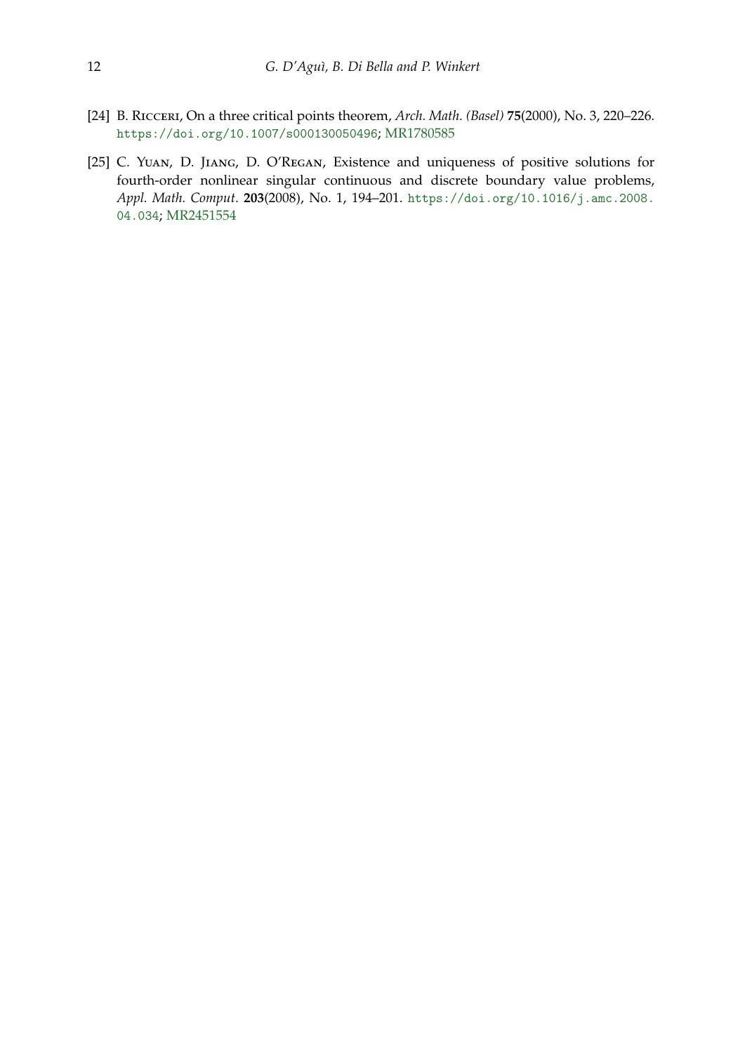[24] B. Ricceri, On a three critical points theorem, *Arch. Math. (Basel)* **75**(2000), No. 3, 220–226. https://doi.org/10.1007/s000130050496; MR1780585

[25] C. Yuan, D. Jiang, D. O'Regan, Existence and uniqueness of positive solutions for fourth-order nonlinear singular continuous and discrete boundary value problems, *Appl. Math. Comput*. **203**(2008), No. 1, 194–201. https://doi.org/10.1016/j.amc.2008.04.034; MR2451554